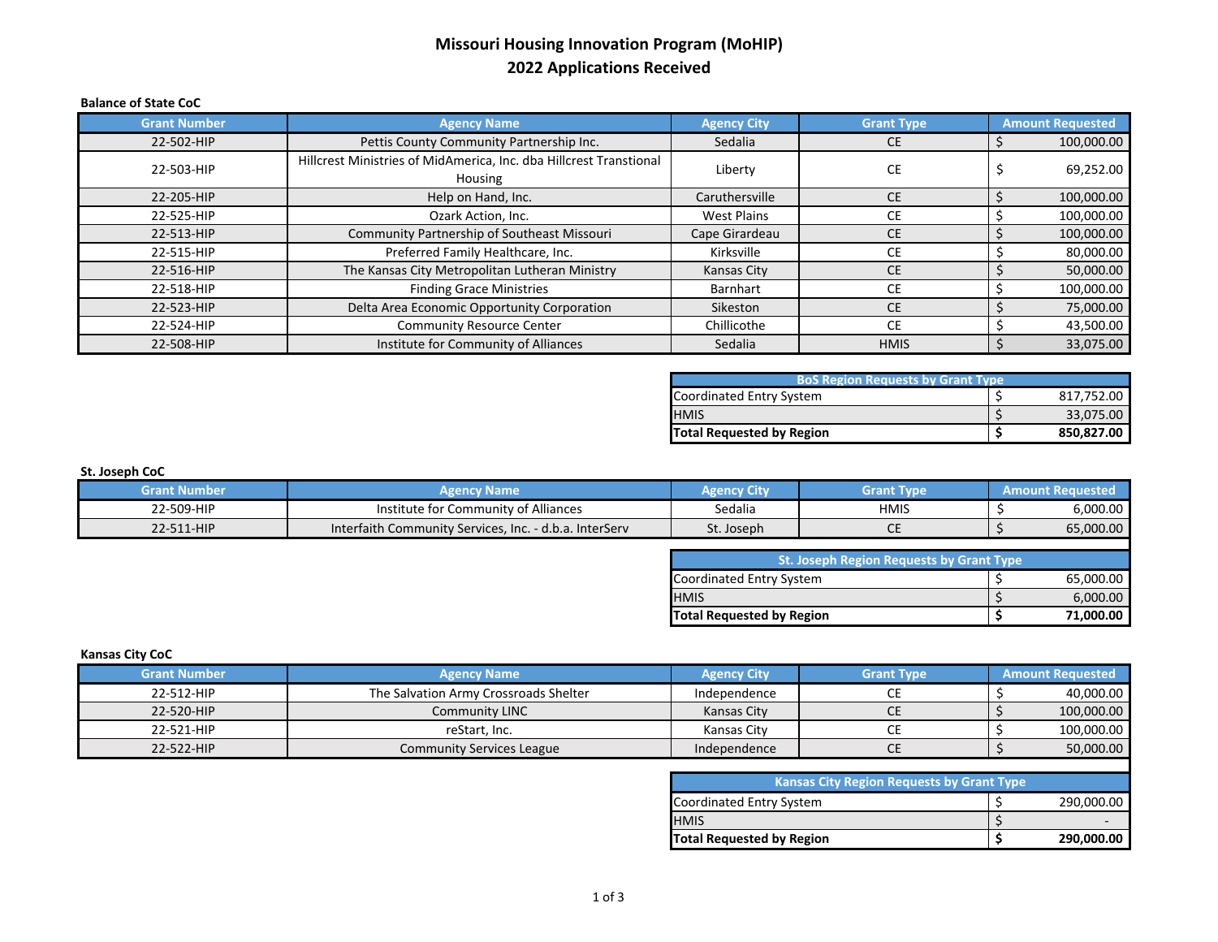# Missouri Housing Innovation Program (MoHIP)
# 2022 Applications Received

**Balance of State CoC**

| Grant Number | Agency Name | Agency City | Grant Type | Amount Requested |
|---|---|---|---|---|
| 22-502-HIP | Pettis County Community Partnership Inc. | Sedalia | CE | $ 100,000.00 |
| 22-503-HIP | Hillcrest Ministries of MidAmerica, Inc. dba Hillcrest Transtional Housing | Liberty | CE | $ 69,252.00 |
| 22-205-HIP | Help on Hand, Inc. | Caruthersville | CE | $ 100,000.00 |
| 22-525-HIP | Ozark Action, Inc. | West Plains | CE | $ 100,000.00 |
| 22-513-HIP | Community Partnership of Southeast Missouri | Cape Girardeau | CE | $ 100,000.00 |
| 22-515-HIP | Preferred Family Healthcare, Inc. | Kirksville | CE | $ 80,000.00 |
| 22-516-HIP | The Kansas City Metropolitan Lutheran Ministry | Kansas City | CE | $ 50,000.00 |
| 22-518-HIP | Finding Grace Ministries | Barnhart | CE | $ 100,000.00 |
| 22-523-HIP | Delta Area Economic Opportunity Corporation | Sikeston | CE | $ 75,000.00 |
| 22-524-HIP | Community Resource Center | Chillicothe | CE | $ 43,500.00 |
| 22-508-HIP | Institute for Community of Alliances | Sedalia | HMIS | $ 33,075.00 |

| BoS Region Requests by Grant Type | |
|---|---|
| Coordinated Entry System | $ 817,752.00 |
| HMIS | $ 33,075.00 |
| **Total Requested by Region** | **$ 850,827.00** |

**St. Joseph CoC**

| Grant Number | Agency Name | Agency City | Grant Type | Amount Requested |
|---|---|---|---|---|
| 22-509-HIP | Institute for Community of Alliances | Sedalia | HMIS | $ 6,000.00 |
| 22-511-HIP | Interfaith Community Services, Inc. - d.b.a. InterServ | St. Joseph | CE | $ 65,000.00 |

| St. Joseph Region Requests by Grant Type | |
|---|---|
| Coordinated Entry System | $ 65,000.00 |
| HMIS | $ 6,000.00 |
| **Total Requested by Region** | **$ 71,000.00** |

**Kansas City CoC**

| Grant Number | Agency Name | Agency City | Grant Type | Amount Requested |
|---|---|---|---|---|
| 22-512-HIP | The Salvation Army Crossroads Shelter | Independence | CE | $ 40,000.00 |
| 22-520-HIP | Community LINC | Kansas City | CE | $ 100,000.00 |
| 22-521-HIP | reStart, Inc. | Kansas City | CE | $ 100,000.00 |
| 22-522-HIP | Community Services League | Independence | CE | $ 50,000.00 |

| Kansas City Region Requests by Grant Type | |
|---|---|
| Coordinated Entry System | $ 290,000.00 |
| HMIS | $ - |
| **Total Requested by Region** | **$ 290,000.00** |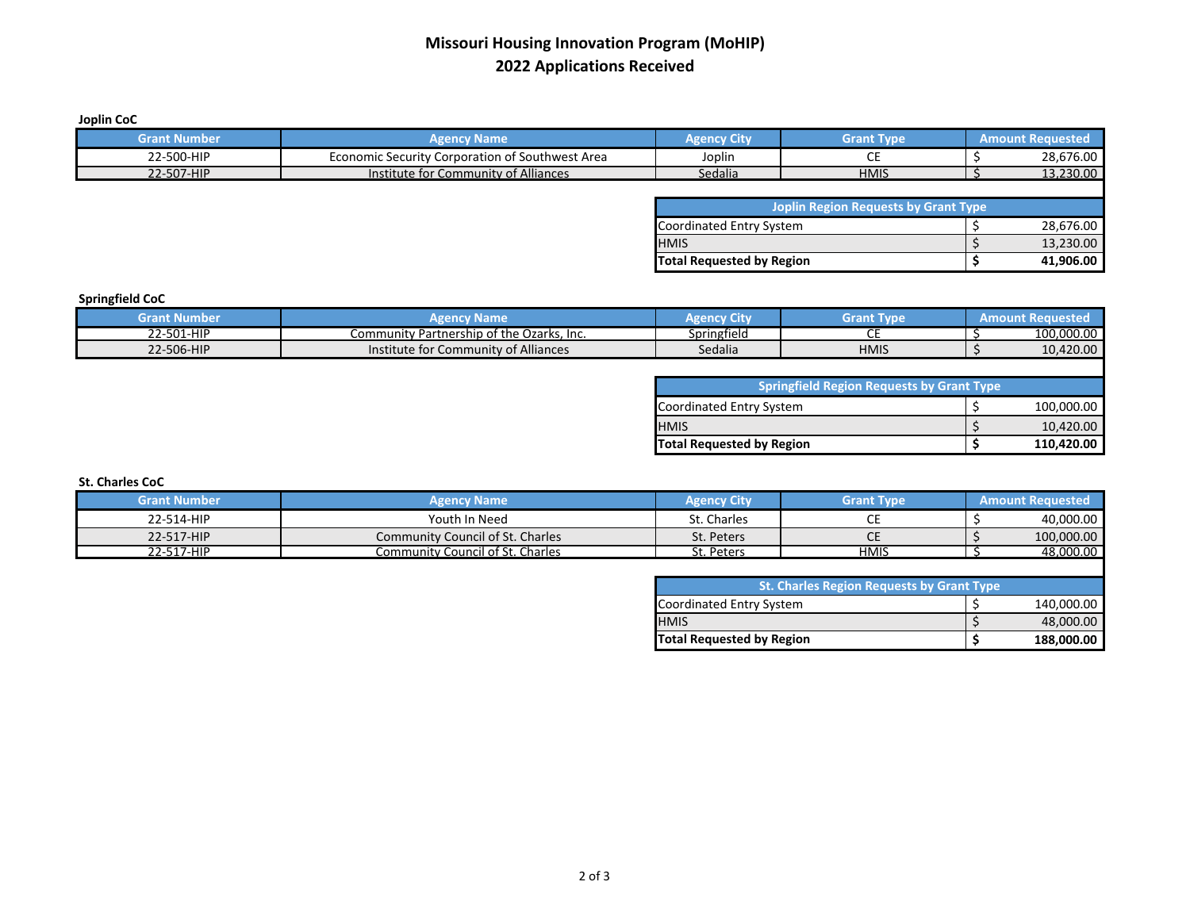# Missouri Housing Innovation Program (MoHIP)
## 2022 Applications Received

**Joplin CoC**

| Grant Number | Agency Name | Agency City | Grant Type | Amount Requested |
|---|---|---|---|---|
| 22-500-HIP | Economic Security Corporation of Southwest Area | Joplin | CE | $ 28,676.00 |
| 22-507-HIP | Institute for Community of Alliances | Sedalia | HMIS | $ 13,230.00 |

| Joplin Region Requests by Grant Type | |
|---|---|
| Coordinated Entry System | $ 28,676.00 |
| HMIS | $ 13,230.00 |
| **Total Requested by Region** | **$ 41,906.00** |

**Springfield CoC**

| Grant Number | Agency Name | Agency City | Grant Type | Amount Requested |
|---|---|---|---|---|
| 22-501-HIP | Community Partnership of the Ozarks, Inc. | Springfield | CE | $ 100,000.00 |
| 22-506-HIP | Institute for Community of Alliances | Sedalia | HMIS | $ 10,420.00 |

| Springfield Region Requests by Grant Type | |
|---|---|
| Coordinated Entry System | $ 100,000.00 |
| HMIS | $ 10,420.00 |
| **Total Requested by Region** | **$ 110,420.00** |

**St. Charles CoC**

| Grant Number | Agency Name | Agency City | Grant Type | Amount Requested |
|---|---|---|---|---|
| 22-514-HIP | Youth In Need | St. Charles | CE | $ 40,000.00 |
| 22-517-HIP | Community Council of St. Charles | St. Peters | CE | $ 100,000.00 |
| 22-517-HIP | Community Council of St. Charles | St. Peters | HMIS | $ 48,000.00 |

| St. Charles Region Requests by Grant Type | |
|---|---|
| Coordinated Entry System | $ 140,000.00 |
| HMIS | $ 48,000.00 |
| **Total Requested by Region** | **$ 188,000.00** |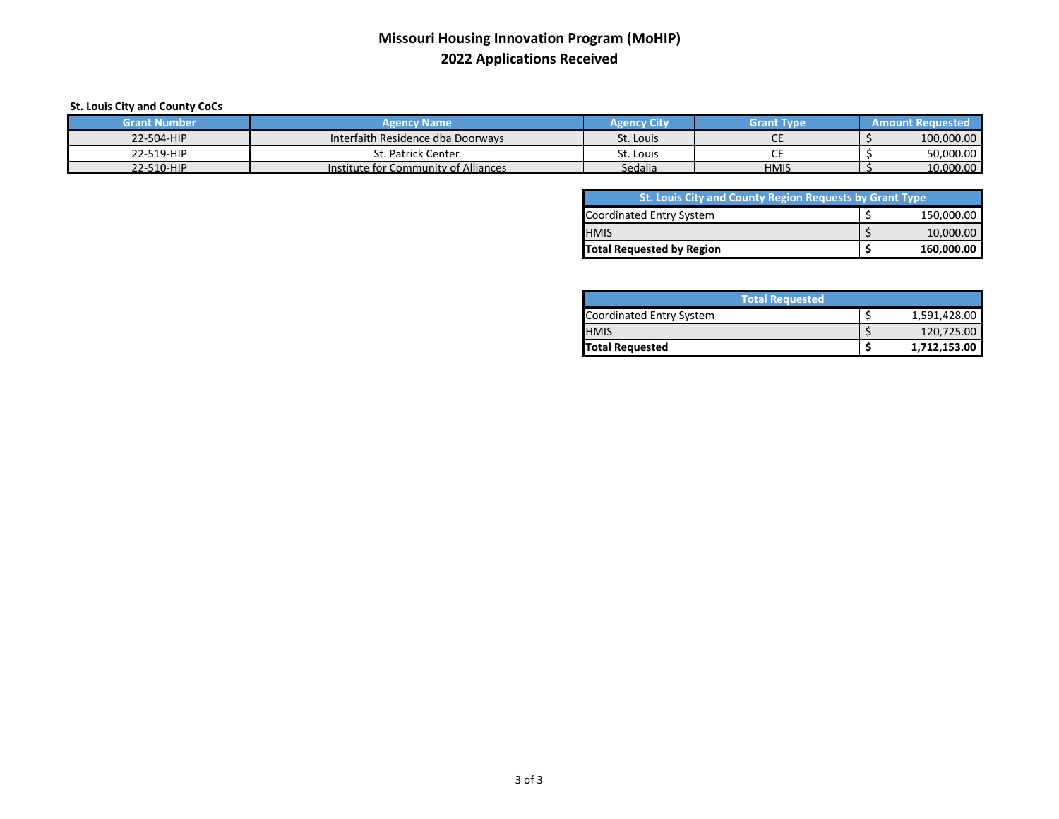# Missouri Housing Innovation Program (MoHIP)
## 2022 Applications Received

**St. Louis City and County CoCs**

| Grant Number | Agency Name | Agency City | Grant Type | Amount Requested |
|---|---|---|---|---|
| 22-504-HIP | Interfaith Residence dba Doorways | St. Louis | CE | $ 100,000.00 |
| 22-519-HIP | St. Patrick Center | St. Louis | CE | $ 50,000.00 |
| 22-510-HIP | Institute for Community of Alliances | Sedalia | HMIS | $ 10,000.00 |

| St. Louis City and County Region Requests by Grant Type | |
|---|---|
| Coordinated Entry System | $ 150,000.00 |
| HMIS | $ 10,000.00 |
| **Total Requested by Region** | **$ 160,000.00** |

| Total Requested | |
|---|---|
| Coordinated Entry System | $ 1,591,428.00 |
| HMIS | $ 120,725.00 |
| **Total Requested** | **$ 1,712,153.00** |